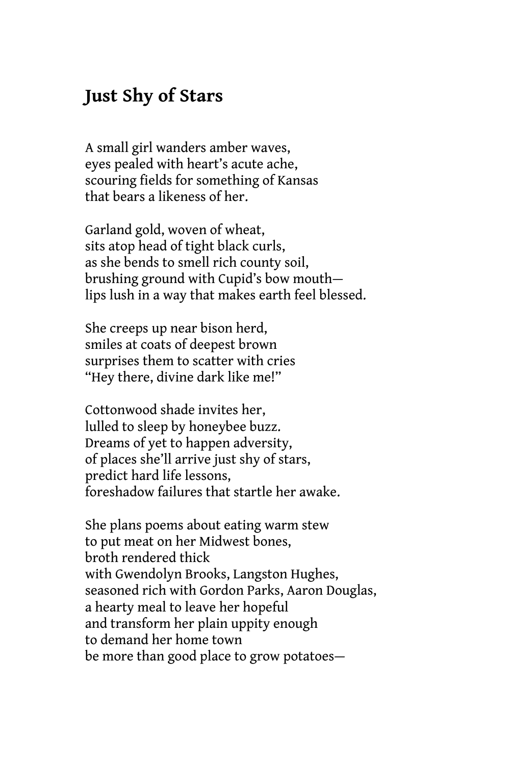## Just Shy of Stars

A small girl wanders amber waves,  
eyes pealed with heart's acute ache,  
scouring fields for something of Kansas  
that bears a likeness of her.

Garland gold, woven of wheat,  
sits atop head of tight black curls,  
as she bends to smell rich county soil,  
brushing ground with Cupid's bow mouth—  
lips lush in a way that makes earth feel blessed.

She creeps up near bison herd,  
smiles at coats of deepest brown  
surprises them to scatter with cries  
"Hey there, divine dark like me!"

Cottonwood shade invites her,  
lulled to sleep by honeybee buzz.  
Dreams of yet to happen adversity,  
of places she'll arrive just shy of stars,  
predict hard life lessons,  
foreshadow failures that startle her awake.

She plans poems about eating warm stew  
to put meat on her Midwest bones,  
broth rendered thick  
with Gwendolyn Brooks, Langston Hughes,  
seasoned rich with Gordon Parks, Aaron Douglas,  
a hearty meal to leave her hopeful  
and transform her plain uppity enough  
to demand her home town  
be more than good place to grow potatoes—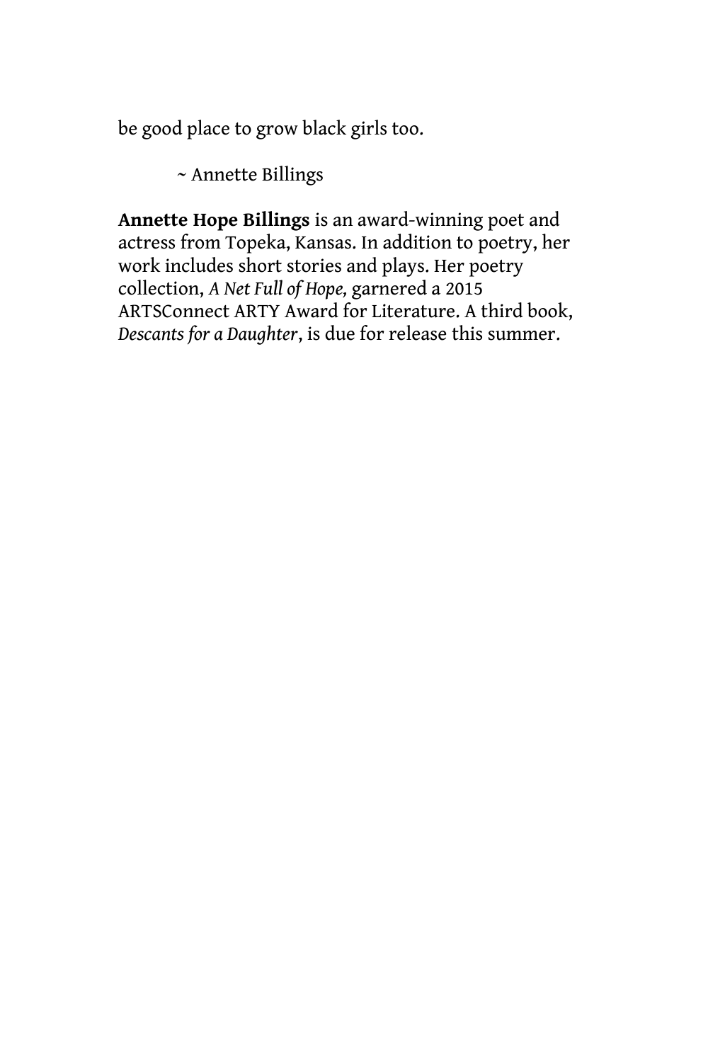be good place to grow black girls too.

~ Annette Billings

**Annette Hope Billings** is an award-winning poet and actress from Topeka, Kansas. In addition to poetry, her work includes short stories and plays. Her poetry collection, *A Net Full of Hope,* garnered a 2015 ARTSConnect ARTY Award for Literature. A third book, *Descants for a Daughter*, is due for release this summer.